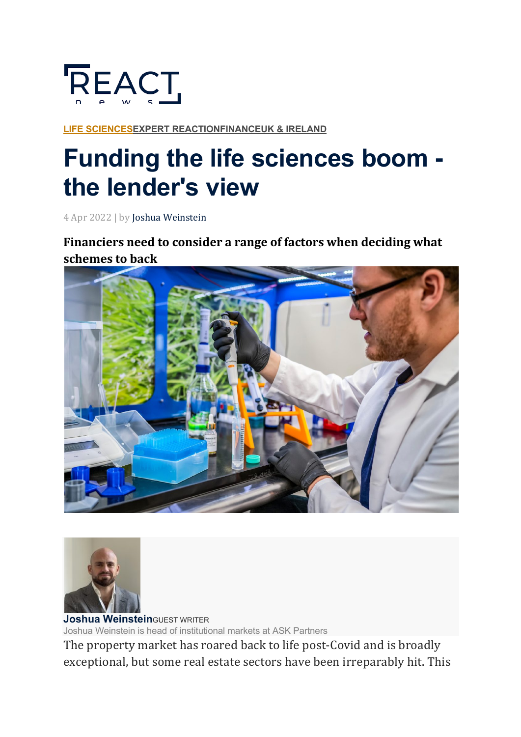REACT news

LIFE SCIENCES EXPERT REACTION FINANCE UK & IRELAND

# Funding the life sciences boom - the lender's view

4 Apr 2022 | by Joshua Weinstein

**Financiers need to consider a range of factors when deciding what schemes to back**

**Joshua Weinstein** GUEST WRITER

Joshua Weinstein is head of institutional markets at ASK Partners

The property market has roared back to life post-Covid and is broadly exceptional, but some real estate sectors have been irreparably hit. This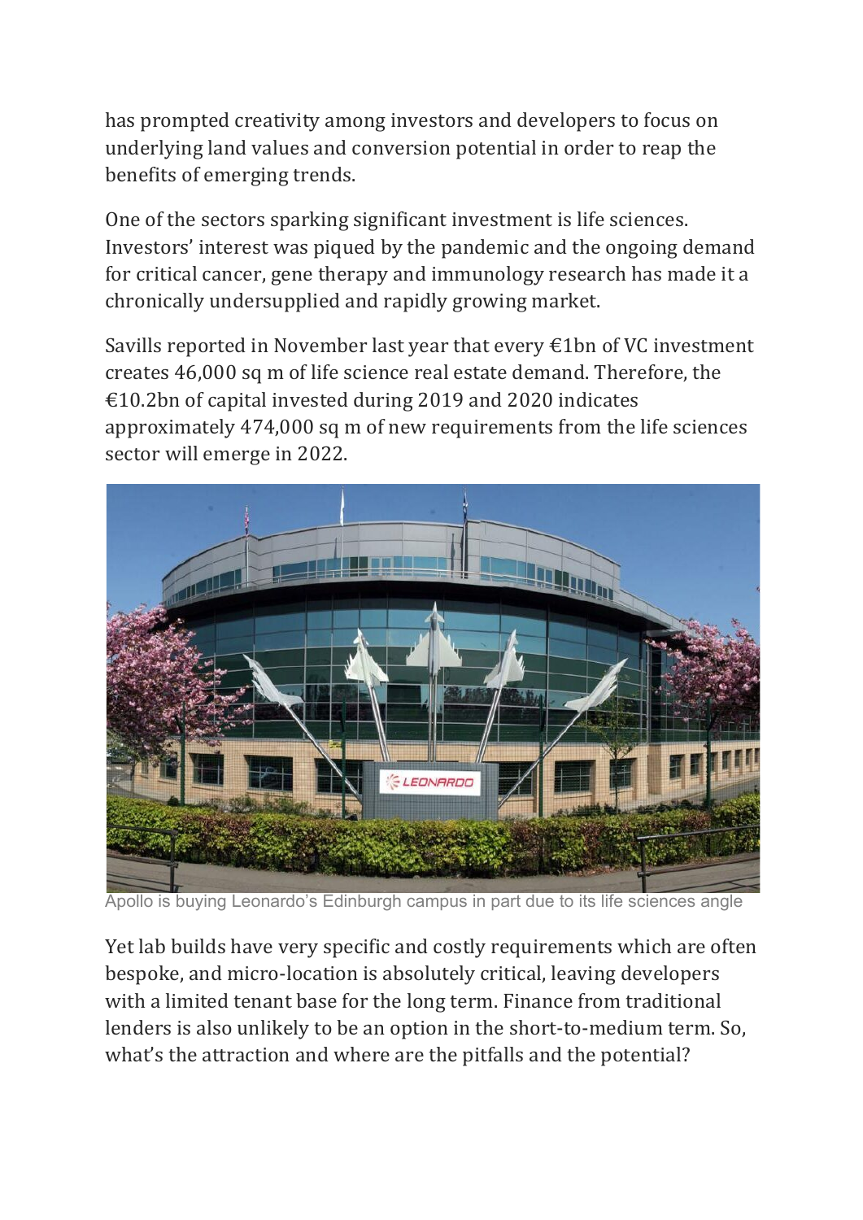has prompted creativity among investors and developers to focus on underlying land values and conversion potential in order to reap the benefits of emerging trends.

One of the sectors sparking significant investment is life sciences. Investors' interest was piqued by the pandemic and the ongoing demand for critical cancer, gene therapy and immunology research has made it a chronically undersupplied and rapidly growing market.

Savills reported in November last year that every €1bn of VC investment creates 46,000 sq m of life science real estate demand. Therefore, the €10.2bn of capital invested during 2019 and 2020 indicates approximately 474,000 sq m of new requirements from the life sciences sector will emerge in 2022.

Apollo is buying Leonardo's Edinburgh campus in part due to its life sciences angle

Yet lab builds have very specific and costly requirements which are often bespoke, and micro-location is absolutely critical, leaving developers with a limited tenant base for the long term. Finance from traditional lenders is also unlikely to be an option in the short-to-medium term. So, what's the attraction and where are the pitfalls and the potential?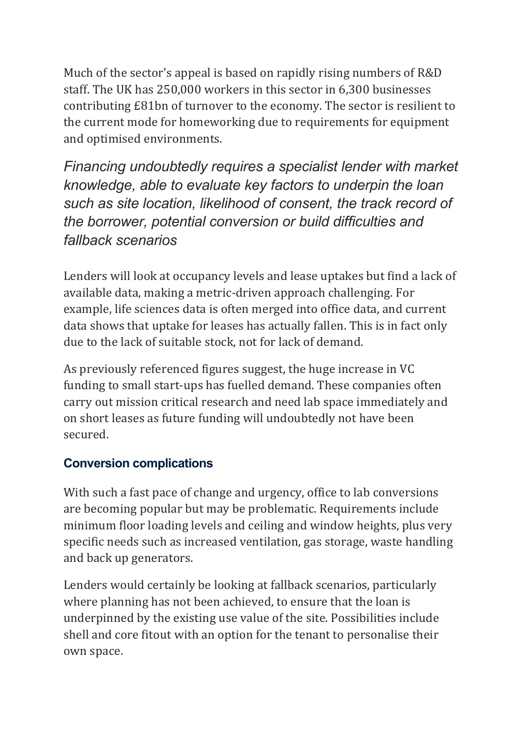Much of the sector's appeal is based on rapidly rising numbers of R&D staff. The UK has 250,000 workers in this sector in 6,300 businesses contributing £81bn of turnover to the economy. The sector is resilient to the current mode for homeworking due to requirements for equipment and optimised environments.

*Financing undoubtedly requires a specialist lender with market knowledge, able to evaluate key factors to underpin the loan such as site location, likelihood of consent, the track record of the borrower, potential conversion or build difficulties and fallback scenarios*

Lenders will look at occupancy levels and lease uptakes but find a lack of available data, making a metric-driven approach challenging. For example, life sciences data is often merged into office data, and current data shows that uptake for leases has actually fallen. This is in fact only due to the lack of suitable stock, not for lack of demand.

As previously referenced figures suggest, the huge increase in VC funding to small start-ups has fuelled demand. These companies often carry out mission critical research and need lab space immediately and on short leases as future funding will undoubtedly not have been secured.

## Conversion complications

With such a fast pace of change and urgency, office to lab conversions are becoming popular but may be problematic. Requirements include minimum floor loading levels and ceiling and window heights, plus very specific needs such as increased ventilation, gas storage, waste handling and back up generators.

Lenders would certainly be looking at fallback scenarios, particularly where planning has not been achieved, to ensure that the loan is underpinned by the existing use value of the site. Possibilities include shell and core fitout with an option for the tenant to personalise their own space.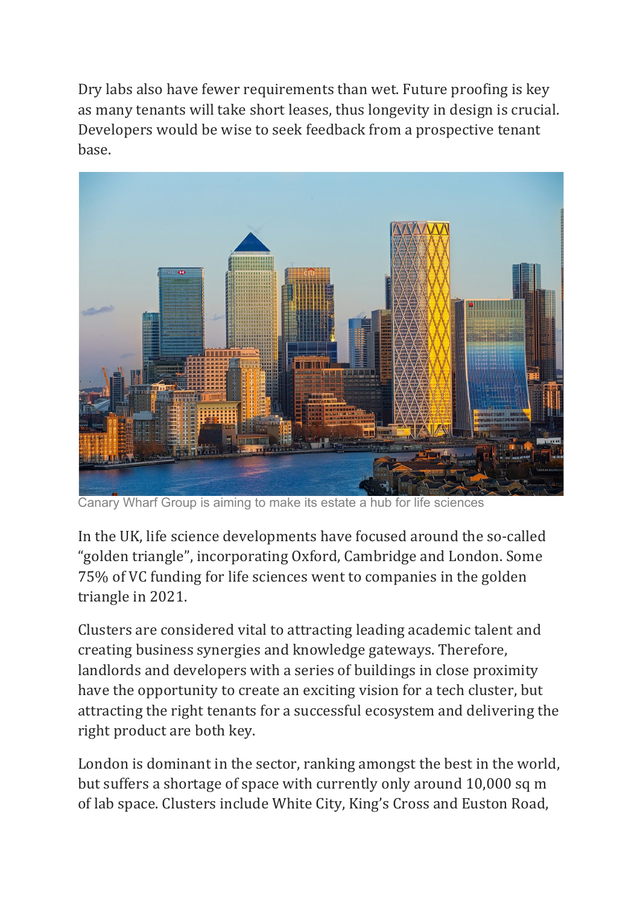Dry labs also have fewer requirements than wet. Future proofing is key as many tenants will take short leases, thus longevity in design is crucial. Developers would be wise to seek feedback from a prospective tenant base.

Canary Wharf Group is aiming to make its estate a hub for life sciences

In the UK, life science developments have focused around the so-called "golden triangle", incorporating Oxford, Cambridge and London. Some 75% of VC funding for life sciences went to companies in the golden triangle in 2021.

Clusters are considered vital to attracting leading academic talent and creating business synergies and knowledge gateways. Therefore, landlords and developers with a series of buildings in close proximity have the opportunity to create an exciting vision for a tech cluster, but attracting the right tenants for a successful ecosystem and delivering the right product are both key.

London is dominant in the sector, ranking amongst the best in the world, but suffers a shortage of space with currently only around 10,000 sq m of lab space. Clusters include White City, King's Cross and Euston Road,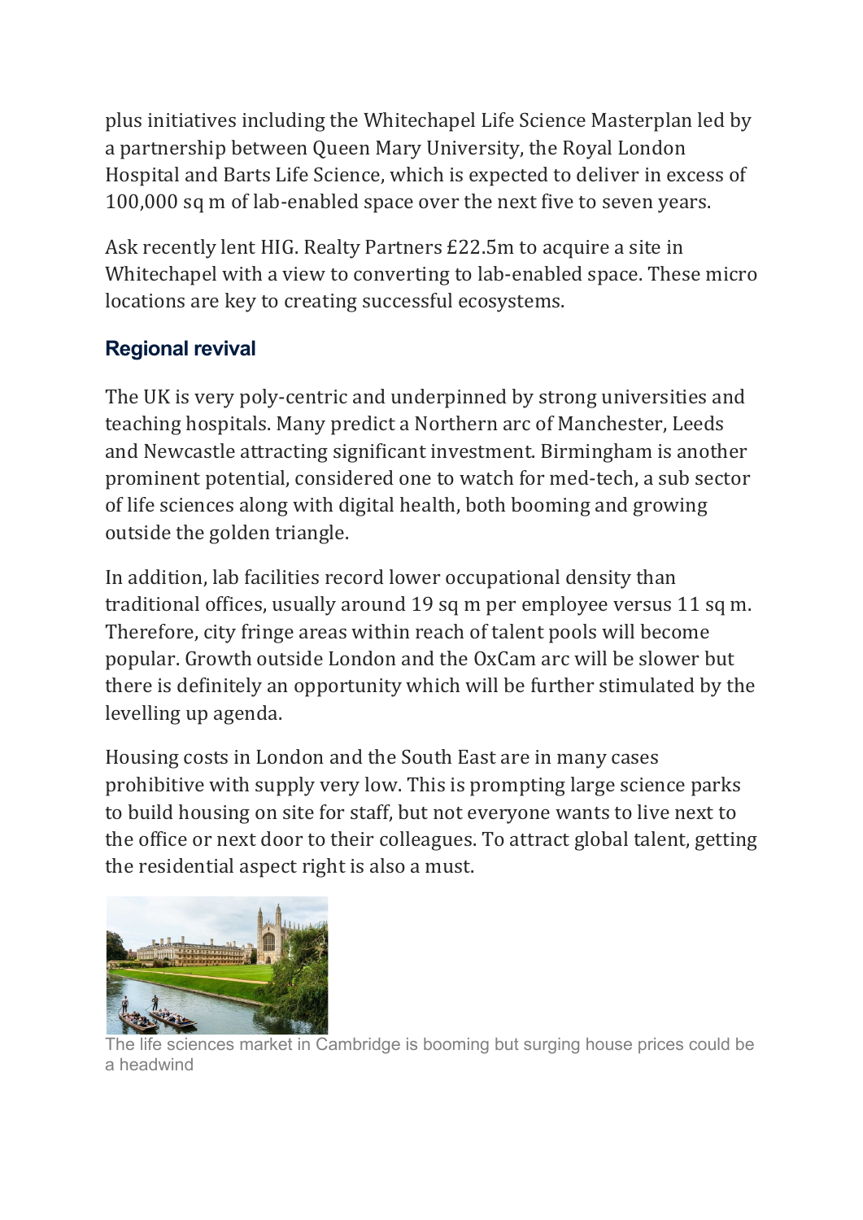plus initiatives including the Whitechapel Life Science Masterplan led by a partnership between Queen Mary University, the Royal London Hospital and Barts Life Science, which is expected to deliver in excess of 100,000 sq m of lab-enabled space over the next five to seven years.

Ask recently lent HIG. Realty Partners £22.5m to acquire a site in Whitechapel with a view to converting to lab-enabled space. These micro locations are key to creating successful ecosystems.

## Regional revival

The UK is very poly-centric and underpinned by strong universities and teaching hospitals. Many predict a Northern arc of Manchester, Leeds and Newcastle attracting significant investment. Birmingham is another prominent potential, considered one to watch for med-tech, a sub sector of life sciences along with digital health, both booming and growing outside the golden triangle.

In addition, lab facilities record lower occupational density than traditional offices, usually around 19 sq m per employee versus 11 sq m. Therefore, city fringe areas within reach of talent pools will become popular. Growth outside London and the OxCam arc will be slower but there is definitely an opportunity which will be further stimulated by the levelling up agenda.

Housing costs in London and the South East are in many cases prohibitive with supply very low. This is prompting large science parks to build housing on site for staff, but not everyone wants to live next to the office or next door to their colleagues. To attract global talent, getting the residential aspect right is also a must.

The life sciences market in Cambridge is booming but surging house prices could be a headwind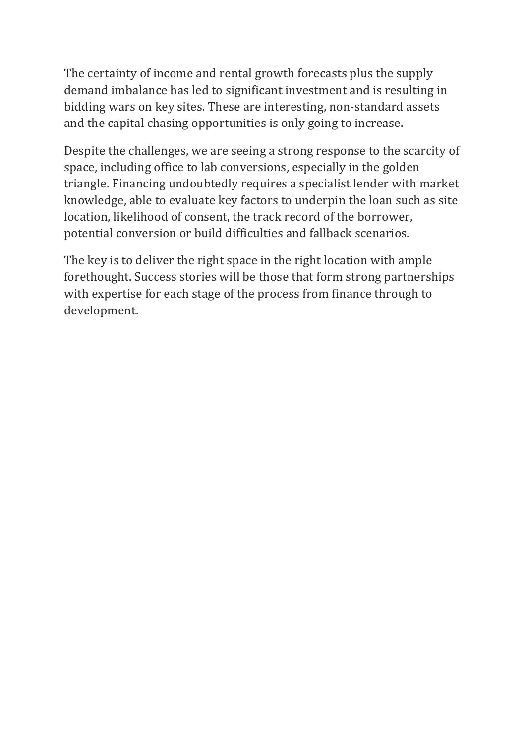The certainty of income and rental growth forecasts plus the supply demand imbalance has led to significant investment and is resulting in bidding wars on key sites. These are interesting, non-standard assets and the capital chasing opportunities is only going to increase.

Despite the challenges, we are seeing a strong response to the scarcity of space, including office to lab conversions, especially in the golden triangle. Financing undoubtedly requires a specialist lender with market knowledge, able to evaluate key factors to underpin the loan such as site location, likelihood of consent, the track record of the borrower, potential conversion or build difficulties and fallback scenarios.

The key is to deliver the right space in the right location with ample forethought. Success stories will be those that form strong partnerships with expertise for each stage of the process from finance through to development.